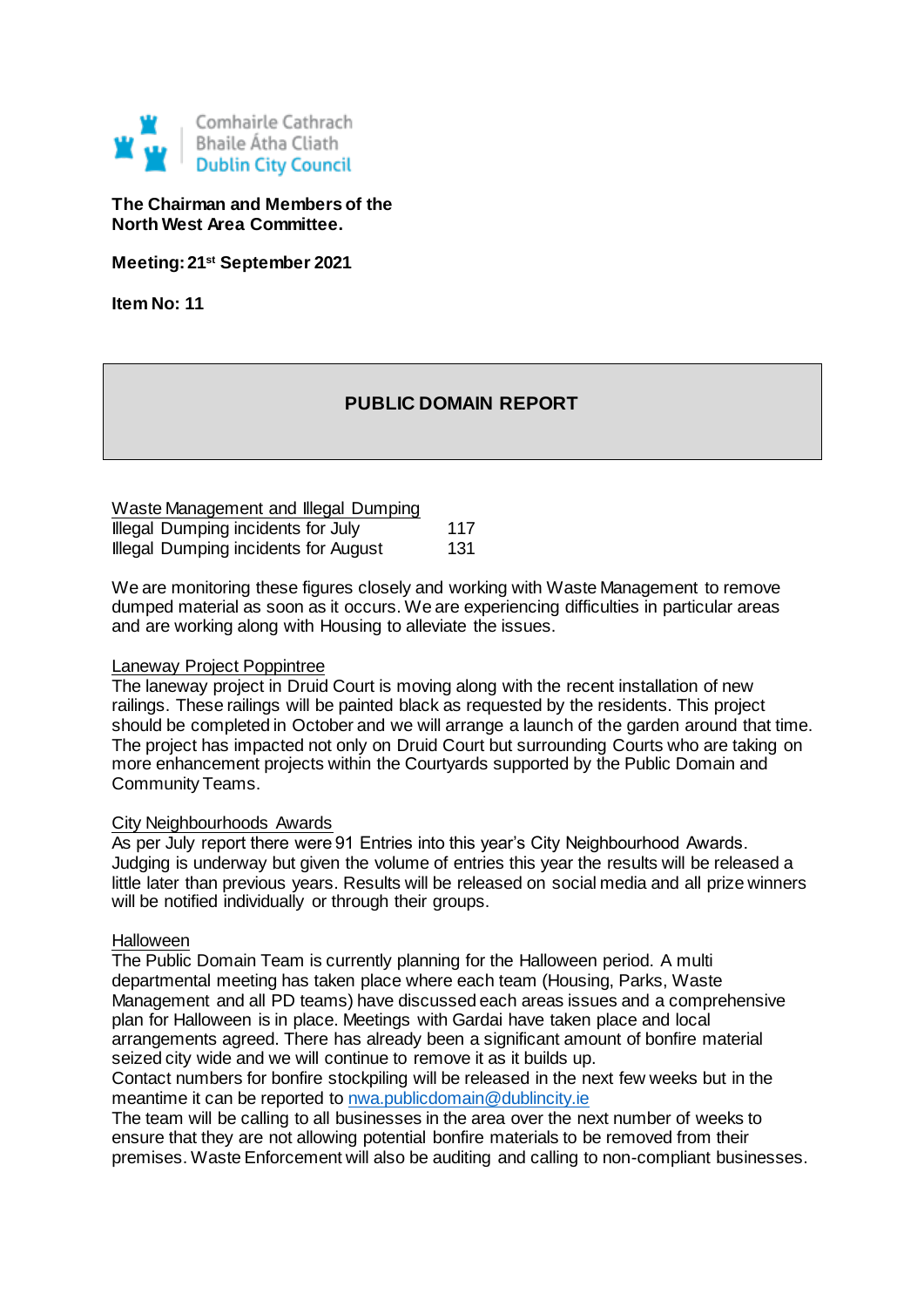Comhairle Cathrach
Bhaile Átha Cliath
Dublin City Council

**The Chairman and Members of the North West Area Committee.**

**Meeting: 21st September 2021**

**Item No: 11**

## PUBLIC DOMAIN REPORT

Waste Management and Illegal Dumping

| | |
|---|---|
| Illegal Dumping incidents for July | 117 |
| Illegal Dumping incidents for August | 131 |

We are monitoring these figures closely and working with Waste Management to remove dumped material as soon as it occurs. We are experiencing difficulties in particular areas and are working along with Housing to alleviate the issues.

Laneway Project Poppintree

The laneway project in Druid Court is moving along with the recent installation of new railings. These railings will be painted black as requested by the residents. This project should be completed in October and we will arrange a launch of the garden around that time. The project has impacted not only on Druid Court but surrounding Courts who are taking on more enhancement projects within the Courtyards supported by the Public Domain and Community Teams.

City Neighbourhoods Awards

As per July report there were 91 Entries into this year's City Neighbourhood Awards. Judging is underway but given the volume of entries this year the results will be released a little later than previous years. Results will be released on social media and all prize winners will be notified individually or through their groups.

Halloween

The Public Domain Team is currently planning for the Halloween period. A multi departmental meeting has taken place where each team (Housing, Parks, Waste Management and all PD teams) have discussed each areas issues and a comprehensive plan for Halloween is in place. Meetings with Gardai have taken place and local arrangements agreed. There has already been a significant amount of bonfire material seized city wide and we will continue to remove it as it builds up.
Contact numbers for bonfire stockpiling will be released in the next few weeks but in the meantime it can be reported to nwa.publicdomain@dublincity.ie
The team will be calling to all businesses in the area over the next number of weeks to ensure that they are not allowing potential bonfire materials to be removed from their premises. Waste Enforcement will also be auditing and calling to non-compliant businesses.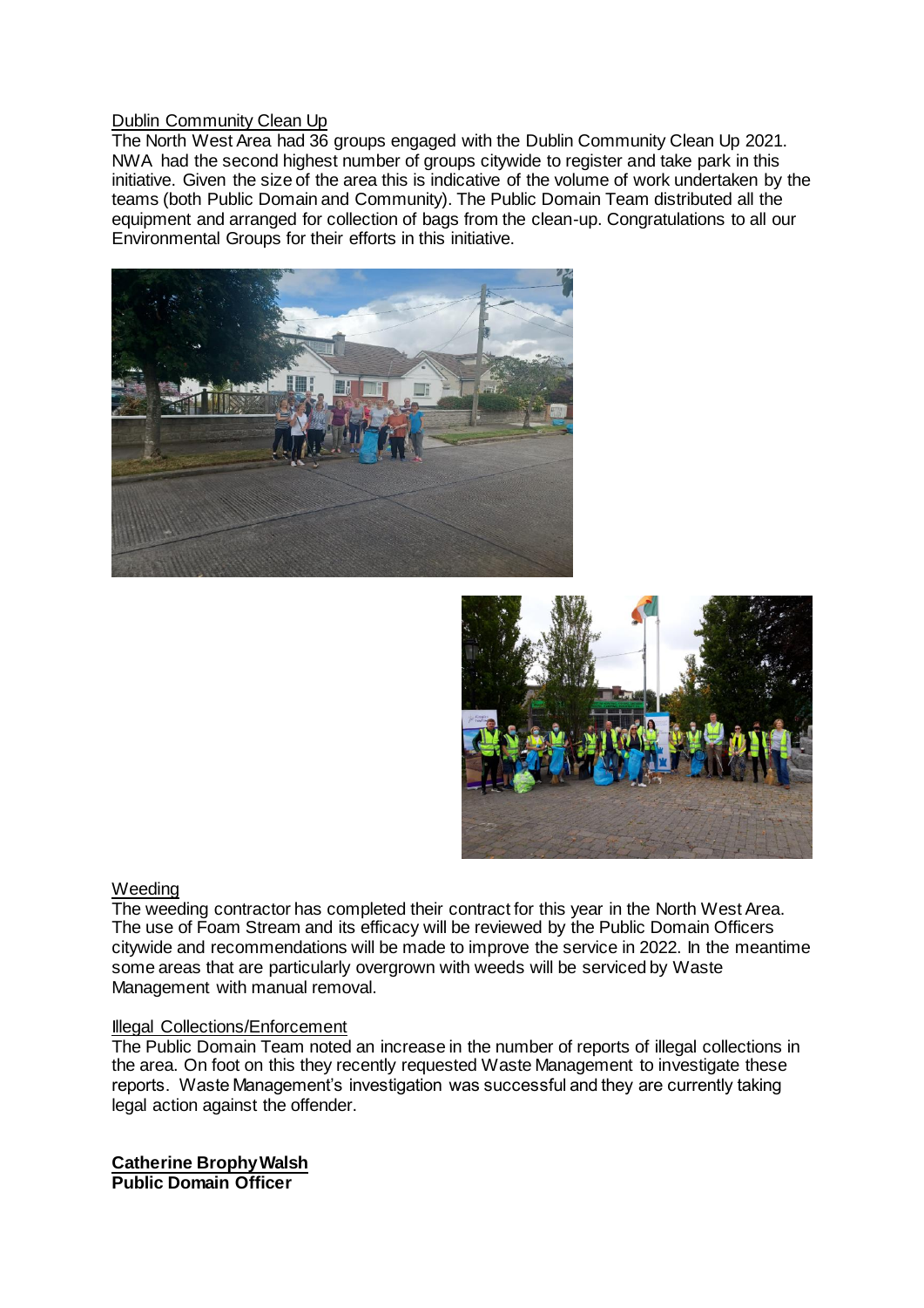Dublin Community Clean Up

The North West Area had 36 groups engaged with the Dublin Community Clean Up 2021. NWA had the second highest number of groups citywide to register and take park in this initiative. Given the size of the area this is indicative of the volume of work undertaken by the teams (both Public Domain and Community). The Public Domain Team distributed all the equipment and arranged for collection of bags from the clean-up. Congratulations to all our Environmental Groups for their efforts in this initiative.

Weeding

The weeding contractor has completed their contract for this year in the North West Area. The use of Foam Stream and its efficacy will be reviewed by the Public Domain Officers citywide and recommendations will be made to improve the service in 2022. In the meantime some areas that are particularly overgrown with weeds will be serviced by Waste Management with manual removal.

Illegal Collections/Enforcement

The Public Domain Team noted an increase in the number of reports of illegal collections in the area. On foot on this they recently requested Waste Management to investigate these reports. Waste Management's investigation was successful and they are currently taking legal action against the offender.

**Catherine Brophy Walsh**
**Public Domain Officer**